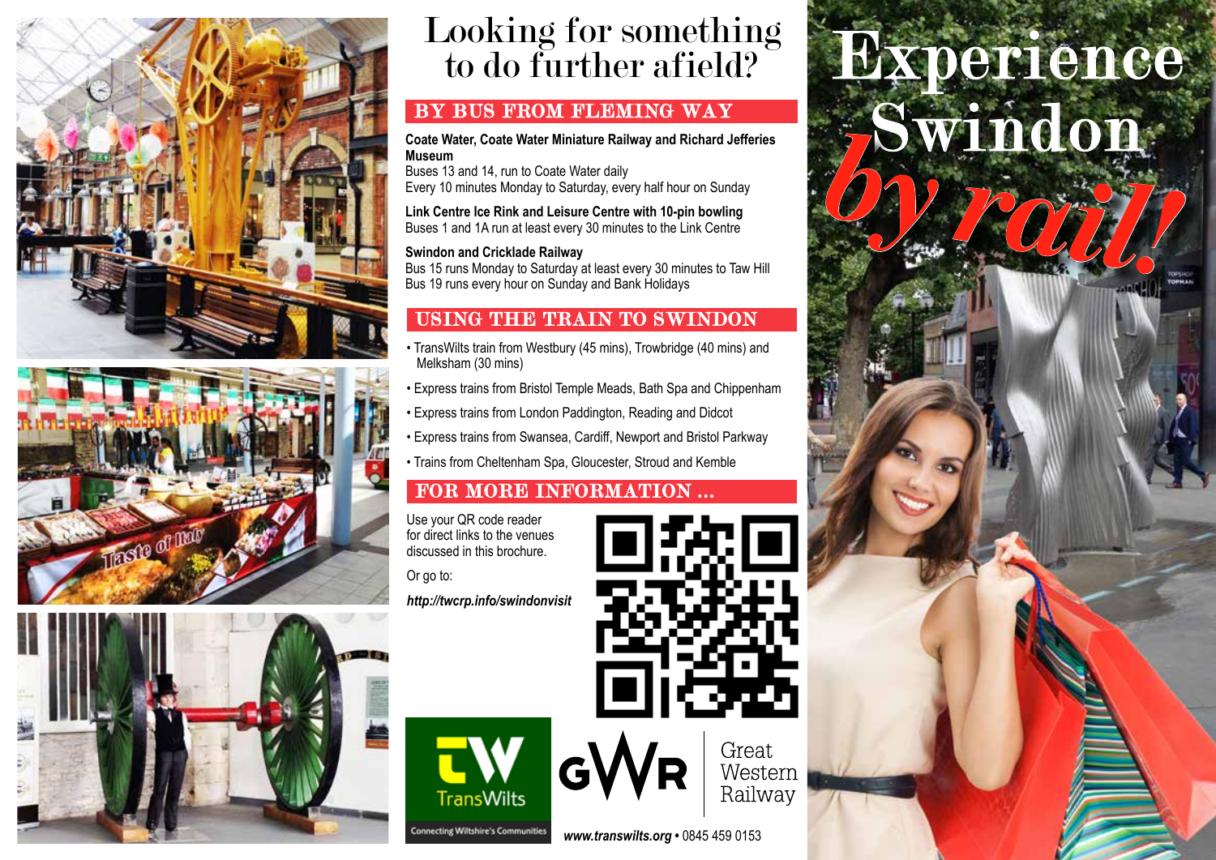# Experience Swindon *by rail!*

## Looking for something to do further afield?

### BY BUS FROM FLEMING WAY

**Coate Water, Coate Water Miniature Railway and Richard Jefferies Museum**
Buses 13 and 14, run to Coate Water daily
Every 10 minutes Monday to Saturday, every half hour on Sunday

**Link Centre Ice Rink and Leisure Centre with 10-pin bowling**
Buses 1 and 1A run at least every 30 minutes to the Link Centre

**Swindon and Cricklade Railway**
Bus 15 runs Monday to Saturday at least every 30 minutes to Taw Hill
Bus 19 runs every hour on Sunday and Bank Holidays

### USING THE TRAIN TO SWINDON

- TransWilts train from Westbury (45 mins), Trowbridge (40 mins) and Melksham (30 mins)
- Express trains from Bristol Temple Meads, Bath Spa and Chippenham
- Express trains from London Paddington, Reading and Didcot
- Express trains from Swansea, Cardiff, Newport and Bristol Parkway
- Trains from Cheltenham Spa, Gloucester, Stroud and Kemble

### FOR MORE INFORMATION ...

Use your QR code reader for direct links to the venues discussed in this brochure.

Or go to:

***http://twcrp.info/swindonvisit***

TransWilts – Connecting Wiltshire's Communities

GWR Great Western Railway

***www.transwilts.org*** • 0845 459 0153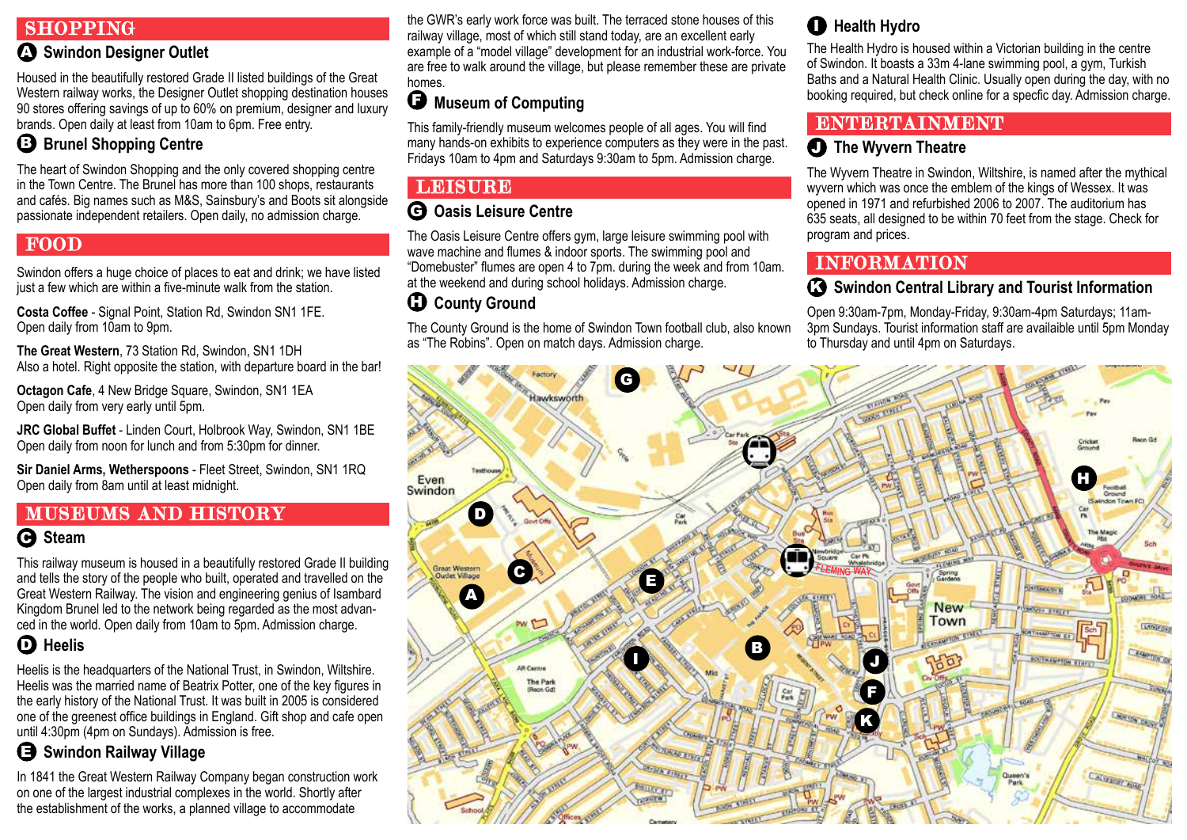## SHOPPING

### A Swindon Designer Outlet

Housed in the beautifully restored Grade II listed buildings of the Great Western railway works, the Designer Outlet shopping destination houses 90 stores offering savings of up to 60% on premium, designer and luxury brands. Open daily at least from 10am to 6pm. Free entry.

### B Brunel Shopping Centre

The heart of Swindon Shopping and the only covered shopping centre in the Town Centre. The Brunel has more than 100 shops, restaurants and cafés. Big names such as M&S, Sainsbury's and Boots sit alongside passionate independent retailers. Open daily, no admission charge.

## FOOD

Swindon offers a huge choice of places to eat and drink; we have listed just a few which are within a five-minute walk from the station.

**Costa Coffee** - Signal Point, Station Rd, Swindon SN1 1FE.
Open daily from 10am to 9pm.

**The Great Western**, 73 Station Rd, Swindon, SN1 1DH
Also a hotel. Right opposite the station, with departure board in the bar!

**Octagon Cafe**, 4 New Bridge Square, Swindon, SN1 1EA
Open daily from very early until 5pm.

**JRC Global Buffet** - Linden Court, Holbrook Way, Swindon, SN1 1BE
Open daily from noon for lunch and from 5:30pm for dinner.

**Sir Daniel Arms, Wetherspoons** - Fleet Street, Swindon, SN1 1RQ
Open daily from 8am until at least midnight.

## MUSEUMS AND HISTORY

### C Steam

This railway museum is housed in a beautifully restored Grade II building and tells the story of the people who built, operated and travelled on the Great Western Railway. The vision and engineering genius of Isambard Kingdom Brunel led to the network being regarded as the most advanced in the world. Open daily from 10am to 5pm. Admission charge.

### D Heelis

Heelis is the headquarters of the National Trust, in Swindon, Wiltshire. Heelis was the married name of Beatrix Potter, one of the key figures in the early history of the National Trust. It was built in 2005 is considered one of the greenest office buildings in England. Gift shop and cafe open until 4:30pm (4pm on Sundays). Admission is free.

### E Swindon Railway Village

In 1841 the Great Western Railway Company began construction work on one of the largest industrial complexes in the world. Shortly after the establishment of the works, a planned village to accommodate the GWR's early work force was built. The terraced stone houses of this railway village, most of which still stand today, are an excellent early example of a "model village" development for an industrial work-force. You are free to walk around the village, but please remember these are private homes.

### F Museum of Computing

This family-friendly museum welcomes people of all ages. You will find many hands-on exhibits to experience computers as they were in the past. Fridays 10am to 4pm and Saturdays 9:30am to 5pm. Admission charge.

## LEISURE

### G Oasis Leisure Centre

The Oasis Leisure Centre offers gym, large leisure swimming pool with wave machine and flumes & indoor sports. The swimming pool and "Domebuster" flumes are open 4 to 7pm. during the week and from 10am. at the weekend and during school holidays. Admission charge.

### H County Ground

The County Ground is the home of Swindon Town football club, also known as "The Robins". Open on match days. Admission charge.

### I Health Hydro

The Health Hydro is housed within a Victorian building in the centre of Swindon. It boasts a 33m 4-lane swimming pool, a gym, Turkish Baths and a Natural Health Clinic. Usually open during the day, with no booking required, but check online for a specfic day. Admission charge.

## ENTERTAINMENT

### J The Wyvern Theatre

The Wyvern Theatre in Swindon, Wiltshire, is named after the mythical wyvern which was once the emblem of the kings of Wessex. It was opened in 1971 and refurbished 2006 to 2007. The auditorium has 635 seats, all designed to be within 70 feet from the stage. Check for program and prices.

## INFORMATION

### K Swindon Central Library and Tourist Information

Open 9:30am-7pm, Monday-Friday, 9:30am-4pm Saturdays; 11am-3pm Sundays. Tourist information staff are availaible until 5pm Monday to Thursday and until 4pm on Saturdays.